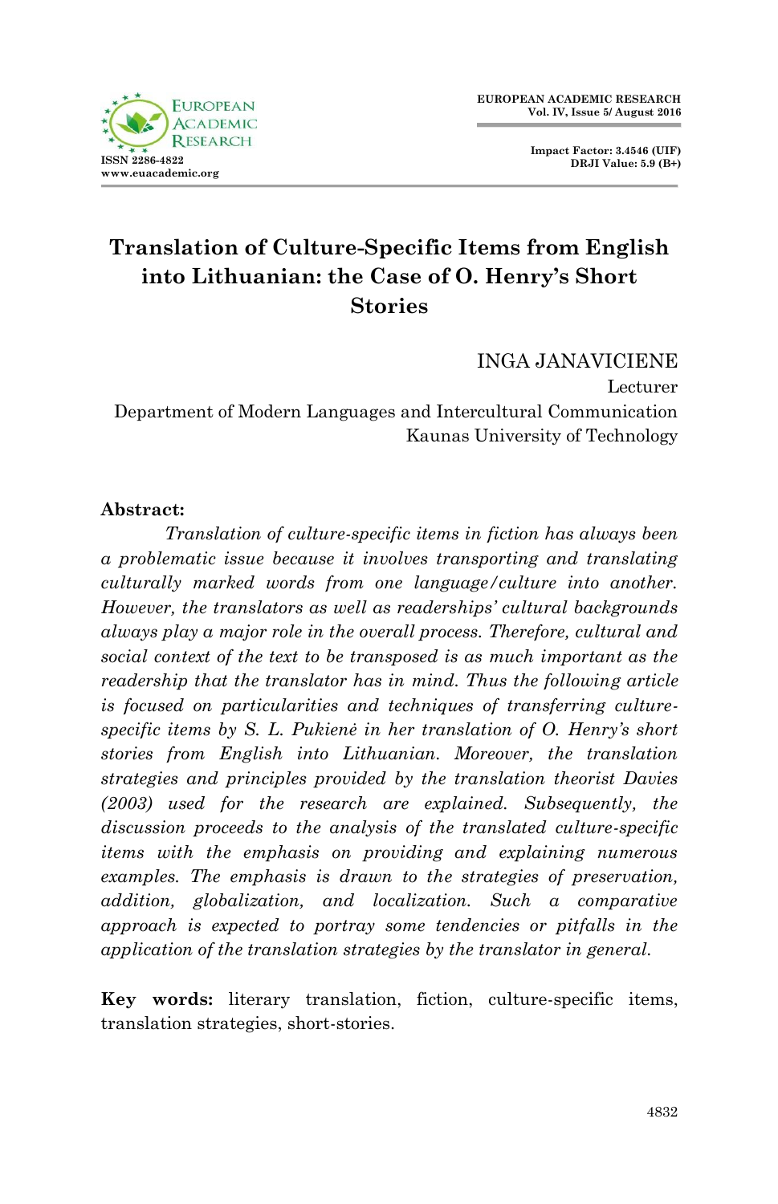# Translation of Culture-Specific Items from English into Lithuanian: the Case of O. Henry's Short Stories

INGA JANAVICIENE
Lecturer
Department of Modern Languages and Intercultural Communication
Kaunas University of Technology

**Abstract:**

*Translation of culture-specific items in fiction has always been a problematic issue because it involves transporting and translating culturally marked words from one language/culture into another. However, the translators as well as readerships' cultural backgrounds always play a major role in the overall process. Therefore, cultural and social context of the text to be transposed is as much important as the readership that the translator has in mind. Thus the following article is focused on particularities and techniques of transferring culture-specific items by S. L. Pukienė in her translation of O. Henry's short stories from English into Lithuanian. Moreover, the translation strategies and principles provided by the translation theorist Davies (2003) used for the research are explained. Subsequently, the discussion proceeds to the analysis of the translated culture-specific items with the emphasis on providing and explaining numerous examples. The emphasis is drawn to the strategies of preservation, addition, globalization, and localization. Such a comparative approach is expected to portray some tendencies or pitfalls in the application of the translation strategies by the translator in general.*

**Key words:** literary translation, fiction, culture-specific items, translation strategies, short-stories.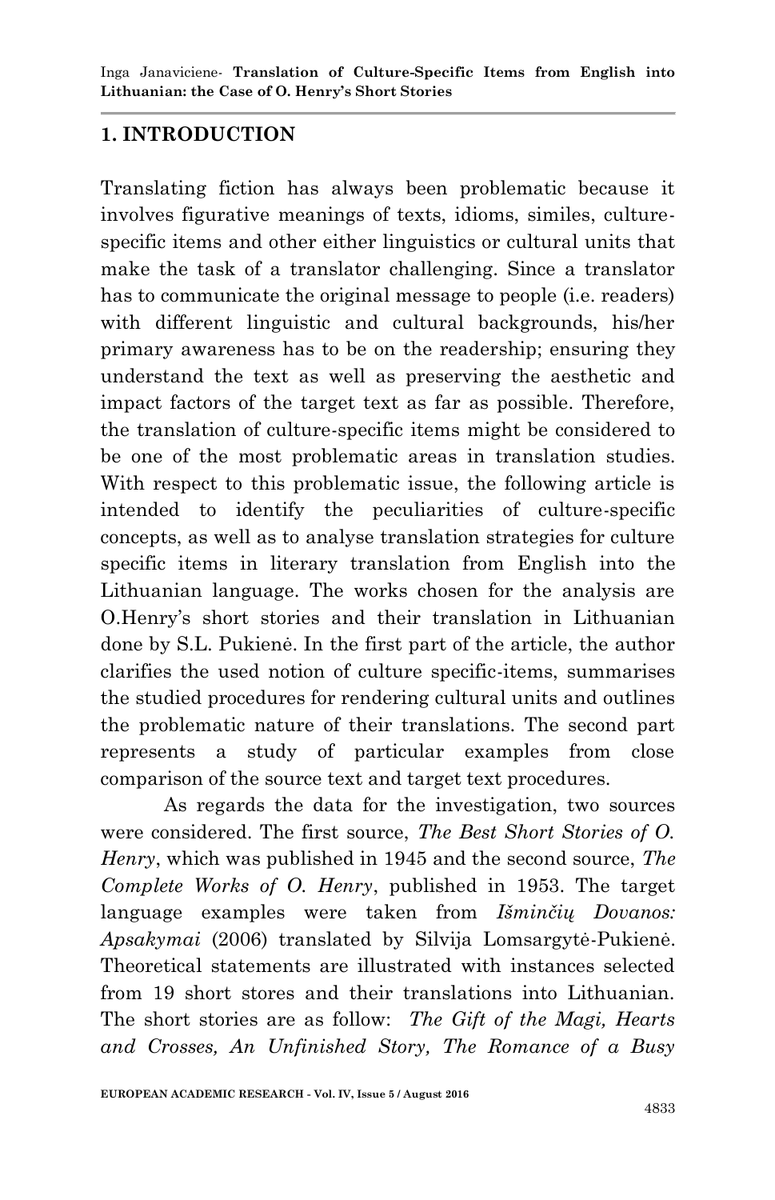## 1. INTRODUCTION

Translating fiction has always been problematic because it involves figurative meanings of texts, idioms, similes, culture-specific items and other either linguistics or cultural units that make the task of a translator challenging. Since a translator has to communicate the original message to people (i.e. readers) with different linguistic and cultural backgrounds, his/her primary awareness has to be on the readership; ensuring they understand the text as well as preserving the aesthetic and impact factors of the target text as far as possible. Therefore, the translation of culture-specific items might be considered to be one of the most problematic areas in translation studies. With respect to this problematic issue, the following article is intended to identify the peculiarities of culture-specific concepts, as well as to analyse translation strategies for culture specific items in literary translation from English into the Lithuanian language. The works chosen for the analysis are O.Henry's short stories and their translation in Lithuanian done by S.L. Pukienė. In the first part of the article, the author clarifies the used notion of culture specific-items, summarises the studied procedures for rendering cultural units and outlines the problematic nature of their translations. The second part represents a study of particular examples from close comparison of the source text and target text procedures.

As regards the data for the investigation, two sources were considered. The first source, *The Best Short Stories of O. Henry*, which was published in 1945 and the second source, *The Complete Works of O. Henry*, published in 1953. The target language examples were taken from *Išminčių Dovanos: Apsakymai* (2006) translated by Silvija Lomsargytė-Pukienė. Theoretical statements are illustrated with instances selected from 19 short stores and their translations into Lithuanian. The short stories are as follow: *The Gift of the Magi, Hearts and Crosses, An Unfinished Story, The Romance of a Busy*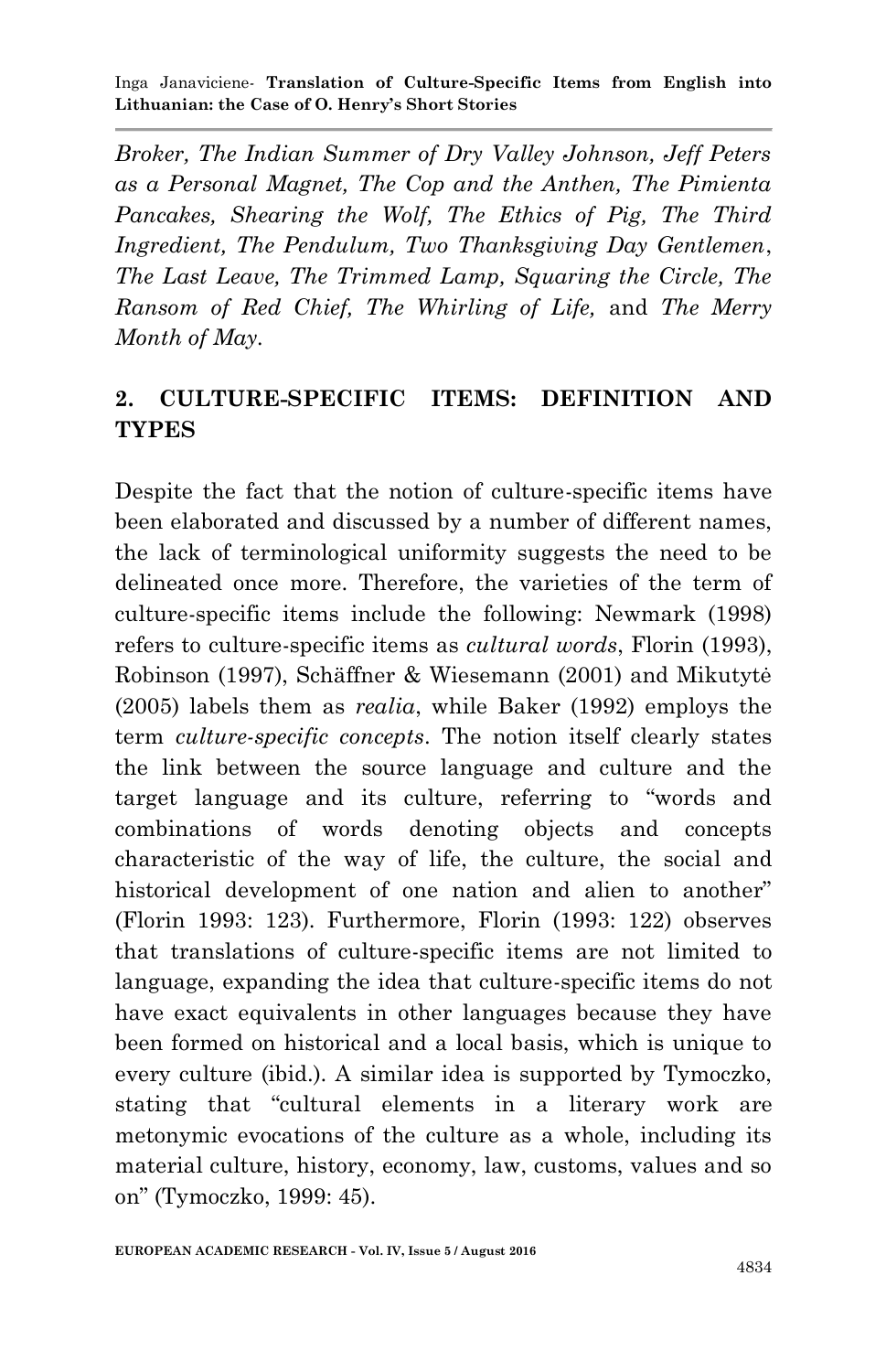*Broker, The Indian Summer of Dry Valley Johnson, Jeff Peters as a Personal Magnet, The Cop and the Anthen, The Pimienta Pancakes, Shearing the Wolf, The Ethics of Pig, The Third Ingredient, The Pendulum, Two Thanksgiving Day Gentlemen*, *The Last Leave, The Trimmed Lamp, Squaring the Circle, The Ransom of Red Chief, The Whirling of Life,* and *The Merry Month of May.*

## 2. CULTURE-SPECIFIC ITEMS: DEFINITION AND TYPES

Despite the fact that the notion of culture-specific items have been elaborated and discussed by a number of different names, the lack of terminological uniformity suggests the need to be delineated once more. Therefore, the varieties of the term of culture-specific items include the following: Newmark (1998) refers to culture-specific items as *cultural words*, Florin (1993), Robinson (1997), Schäffner & Wiesemann (2001) and Mikutytė (2005) labels them as *realia*, while Baker (1992) employs the term *culture-specific concepts*. The notion itself clearly states the link between the source language and culture and the target language and its culture, referring to "words and combinations of words denoting objects and concepts characteristic of the way of life, the culture, the social and historical development of one nation and alien to another" (Florin 1993: 123). Furthermore, Florin (1993: 122) observes that translations of culture-specific items are not limited to language, expanding the idea that culture-specific items do not have exact equivalents in other languages because they have been formed on historical and a local basis, which is unique to every culture (ibid.). A similar idea is supported by Tymoczko, stating that "cultural elements in a literary work are metonymic evocations of the culture as a whole, including its material culture, history, economy, law, customs, values and so on" (Tymoczko, 1999: 45).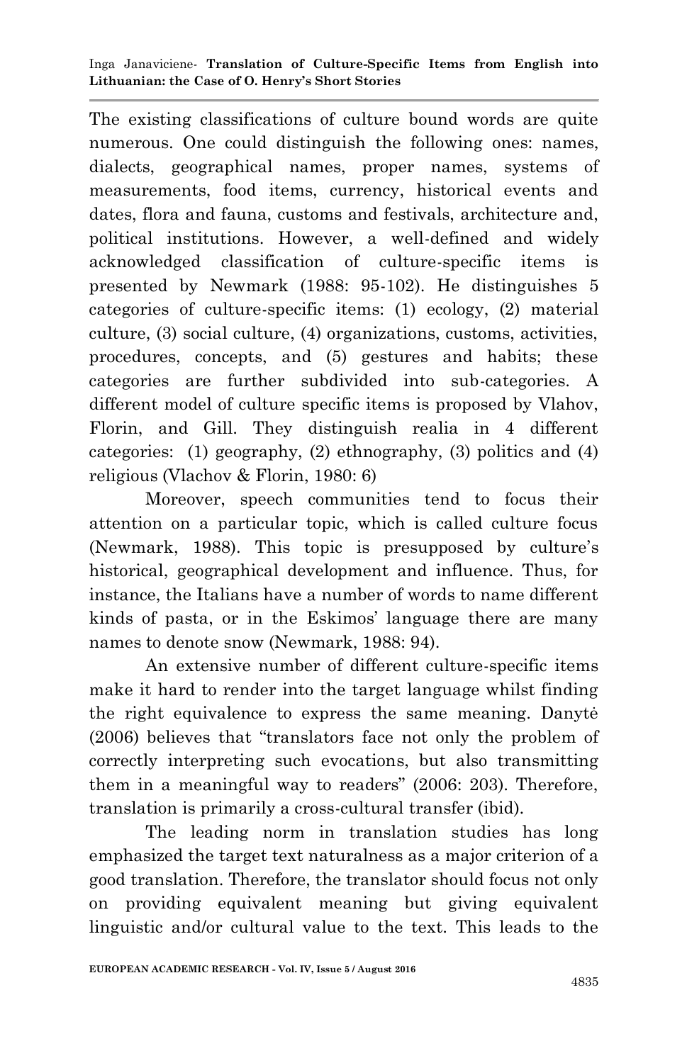The existing classifications of culture bound words are quite numerous. One could distinguish the following ones: names, dialects, geographical names, proper names, systems of measurements, food items, currency, historical events and dates, flora and fauna, customs and festivals, architecture and, political institutions. However, a well-defined and widely acknowledged classification of culture-specific items is presented by Newmark (1988: 95-102). He distinguishes 5 categories of culture-specific items: (1) ecology, (2) material culture, (3) social culture, (4) organizations, customs, activities, procedures, concepts, and (5) gestures and habits; these categories are further subdivided into sub-categories. A different model of culture specific items is proposed by Vlahov, Florin, and Gill. They distinguish realia in 4 different categories: (1) geography, (2) ethnography, (3) politics and (4) religious (Vlachov & Florin, 1980: 6)

Moreover, speech communities tend to focus their attention on a particular topic, which is called culture focus (Newmark, 1988). This topic is presupposed by culture's historical, geographical development and influence. Thus, for instance, the Italians have a number of words to name different kinds of pasta, or in the Eskimos' language there are many names to denote snow (Newmark, 1988: 94).

An extensive number of different culture-specific items make it hard to render into the target language whilst finding the right equivalence to express the same meaning. Danytė (2006) believes that "translators face not only the problem of correctly interpreting such evocations, but also transmitting them in a meaningful way to readers" (2006: 203). Therefore, translation is primarily a cross-cultural transfer (ibid).

The leading norm in translation studies has long emphasized the target text naturalness as a major criterion of a good translation. Therefore, the translator should focus not only on providing equivalent meaning but giving equivalent linguistic and/or cultural value to the text. This leads to the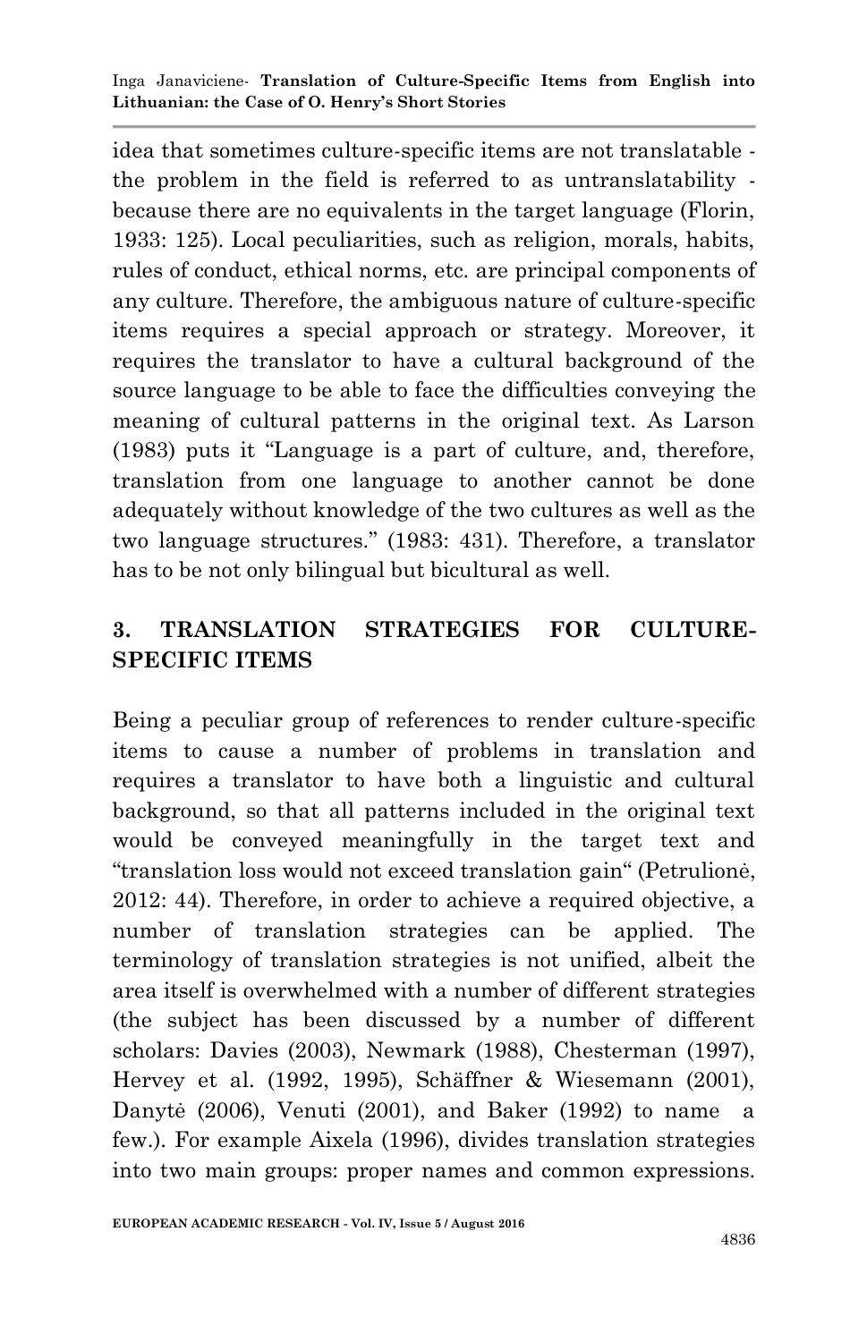idea that sometimes culture-specific items are not translatable - the problem in the field is referred to as untranslatability - because there are no equivalents in the target language (Florin, 1933: 125). Local peculiarities, such as religion, morals, habits, rules of conduct, ethical norms, etc. are principal components of any culture. Therefore, the ambiguous nature of culture-specific items requires a special approach or strategy. Moreover, it requires the translator to have a cultural background of the source language to be able to face the difficulties conveying the meaning of cultural patterns in the original text. As Larson (1983) puts it "Language is a part of culture, and, therefore, translation from one language to another cannot be done adequately without knowledge of the two cultures as well as the two language structures." (1983: 431). Therefore, a translator has to be not only bilingual but bicultural as well.

## 3. TRANSLATION STRATEGIES FOR CULTURE-SPECIFIC ITEMS

Being a peculiar group of references to render culture-specific items to cause a number of problems in translation and requires a translator to have both a linguistic and cultural background, so that all patterns included in the original text would be conveyed meaningfully in the target text and "translation loss would not exceed translation gain" (Petrulionė, 2012: 44). Therefore, in order to achieve a required objective, a number of translation strategies can be applied. The terminology of translation strategies is not unified, albeit the area itself is overwhelmed with a number of different strategies (the subject has been discussed by a number of different scholars: Davies (2003), Newmark (1988), Chesterman (1997), Hervey et al. (1992, 1995), Schäffner & Wiesemann (2001), Danytė (2006), Venuti (2001), and Baker (1992) to name a few.). For example Aixela (1996), divides translation strategies into two main groups: proper names and common expressions.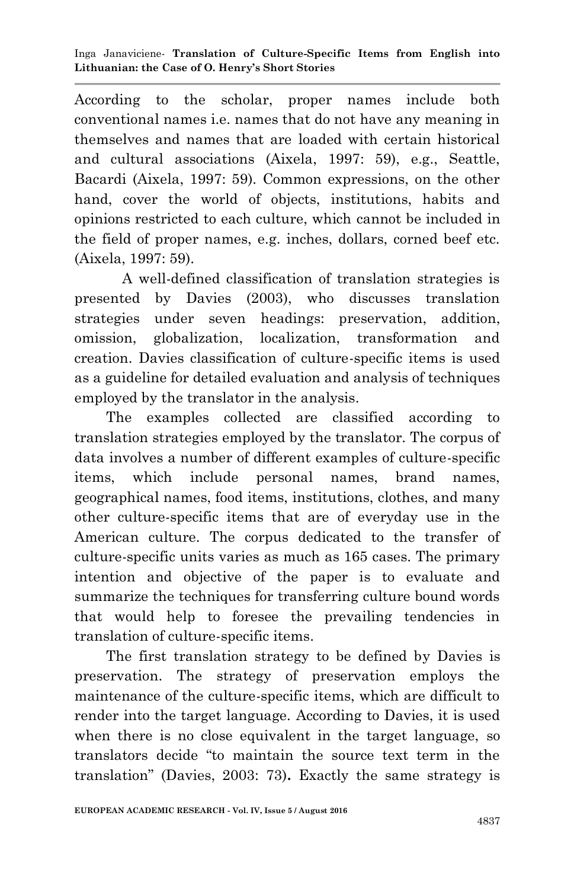According to the scholar, proper names include both conventional names i.e. names that do not have any meaning in themselves and names that are loaded with certain historical and cultural associations (Aixela, 1997: 59), e.g., Seattle, Bacardi (Aixela, 1997: 59). Common expressions, on the other hand, cover the world of objects, institutions, habits and opinions restricted to each culture, which cannot be included in the field of proper names, e.g. inches, dollars, corned beef etc. (Aixela, 1997: 59).

A well-defined classification of translation strategies is presented by Davies (2003), who discusses translation strategies under seven headings: preservation, addition, omission, globalization, localization, transformation and creation. Davies classification of culture-specific items is used as a guideline for detailed evaluation and analysis of techniques employed by the translator in the analysis.

The examples collected are classified according to translation strategies employed by the translator. The corpus of data involves a number of different examples of culture-specific items, which include personal names, brand names, geographical names, food items, institutions, clothes, and many other culture-specific items that are of everyday use in the American culture. The corpus dedicated to the transfer of culture-specific units varies as much as 165 cases. The primary intention and objective of the paper is to evaluate and summarize the techniques for transferring culture bound words that would help to foresee the prevailing tendencies in translation of culture-specific items.

The first translation strategy to be defined by Davies is preservation. The strategy of preservation employs the maintenance of the culture-specific items, which are difficult to render into the target language. According to Davies, it is used when there is no close equivalent in the target language, so translators decide "to maintain the source text term in the translation" (Davies, 2003: 73)**.** Exactly the same strategy is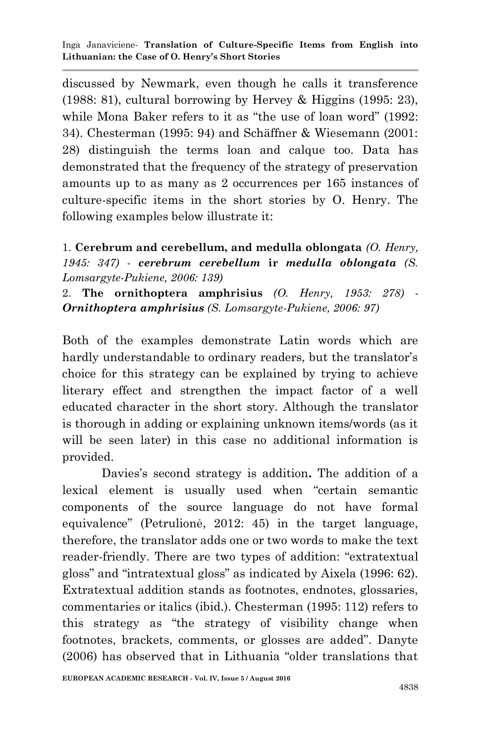discussed by Newmark, even though he calls it transference (1988: 81), cultural borrowing by Hervey & Higgins (1995: 23), while Mona Baker refers to it as "the use of loan word" (1992: 34). Chesterman (1995: 94) and Schäffner & Wiesemann (2001: 28) distinguish the terms loan and calque too. Data has demonstrated that the frequency of the strategy of preservation amounts up to as many as 2 occurrences per 165 instances of culture-specific items in the short stories by O. Henry. The following examples below illustrate it:

1. **Cerebrum and cerebellum, and medulla oblongata** *(O. Henry, 1945: 347)* - ***cerebrum cerebellum*** **ir** ***medulla oblongata*** *(S. Lomsargyte-Pukiene, 2006: 139)*

2. **The ornithoptera amphrisius** *(O. Henry, 1953: 278)* - ***Ornithoptera amphrisius*** *(S. Lomsargyte-Pukiene, 2006: 97)*

Both of the examples demonstrate Latin words which are hardly understandable to ordinary readers, but the translator's choice for this strategy can be explained by trying to achieve literary effect and strengthen the impact factor of a well educated character in the short story. Although the translator is thorough in adding or explaining unknown items/words (as it will be seen later) in this case no additional information is provided.

Davies's second strategy is addition**.** The addition of a lexical element is usually used when "certain semantic components of the source language do not have formal equivalence" (Petrulionė, 2012: 45) in the target language, therefore, the translator adds one or two words to make the text reader-friendly. There are two types of addition: "extratextual gloss" and "intratextual gloss" as indicated by Aixela (1996: 62). Extratextual addition stands as footnotes, endnotes, glossaries, commentaries or italics (ibid.). Chesterman (1995: 112) refers to this strategy as "the strategy of visibility change when footnotes, brackets, comments, or glosses are added". Danyte (2006) has observed that in Lithuania "older translations that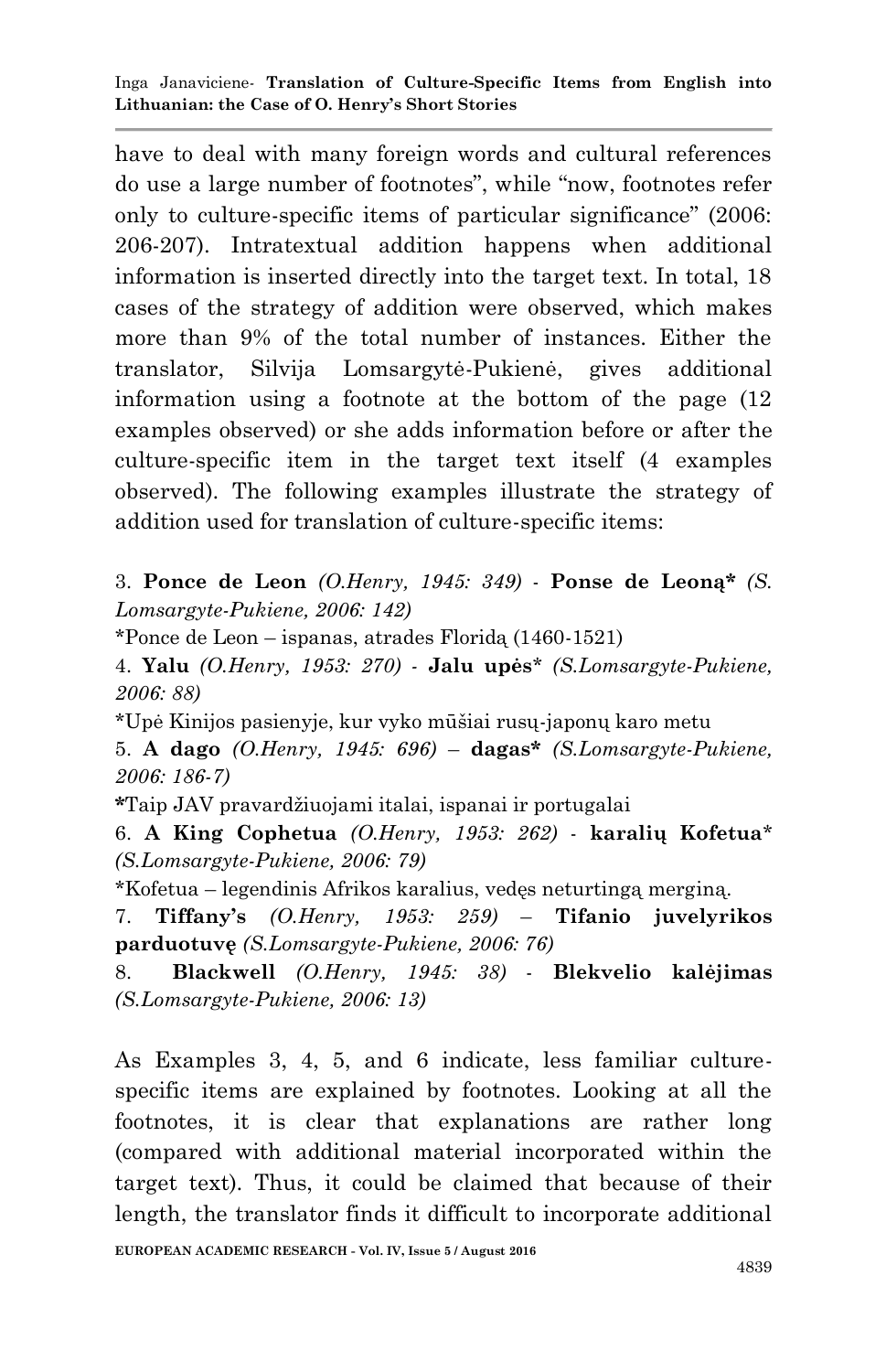have to deal with many foreign words and cultural references do use a large number of footnotes", while "now, footnotes refer only to culture-specific items of particular significance" (2006: 206-207). Intratextual addition happens when additional information is inserted directly into the target text. In total, 18 cases of the strategy of addition were observed, which makes more than 9% of the total number of instances. Either the translator, Silvija Lomsargytė-Pukienė, gives additional information using a footnote at the bottom of the page (12 examples observed) or she adds information before or after the culture-specific item in the target text itself (4 examples observed). The following examples illustrate the strategy of addition used for translation of culture-specific items:

3. **Ponce de Leon** *(O.Henry, 1945: 349)* - **Ponse de Leoną\*** *(S. Lomsargyte-Pukiene, 2006: 142)*

\*Ponce de Leon – ispanas, atrades Floridą (1460-1521)

4. **Yalu** *(O.Henry, 1953: 270)* - **Jalu upės**\* *(S.Lomsargyte-Pukiene, 2006: 88)*

\*Upė Kinijos pasienyje, kur vyko mūšiai rusų-japonų karo metu

5. **A dago** *(O.Henry, 1945: 696)* – **dagas\*** *(S.Lomsargyte-Pukiene, 2006: 186-7)*

**\***Taip JAV pravardžiuojami italai, ispanai ir portugalai

6. **A King Cophetua** *(O.Henry, 1953: 262)* - **karalių Kofetua**\* *(S.Lomsargyte-Pukiene, 2006: 79)*

\*Kofetua – legendinis Afrikos karalius, vedęs neturtingą merginą.

7. **Tiffany's** *(O.Henry, 1953: 259)* – **Tifanio juvelyrikos parduotuvę** *(S.Lomsargyte-Pukiene, 2006: 76)*

8. **Blackwell** *(O.Henry, 1945: 38)* - **Blekvelio kalėjimas** *(S.Lomsargyte-Pukiene, 2006: 13)*

As Examples 3, 4, 5, and 6 indicate, less familiar culture-specific items are explained by footnotes. Looking at all the footnotes, it is clear that explanations are rather long (compared with additional material incorporated within the target text). Thus, it could be claimed that because of their length, the translator finds it difficult to incorporate additional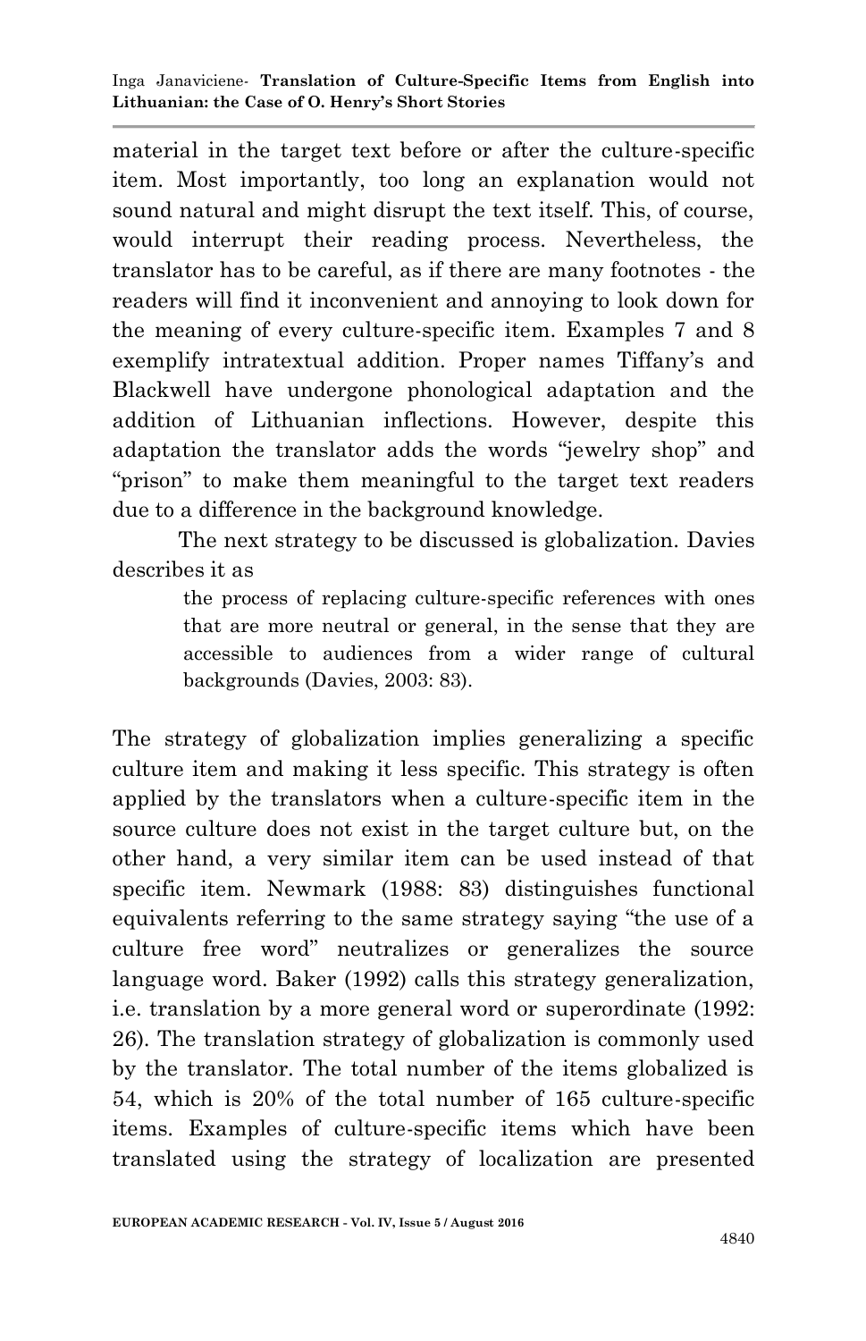material in the target text before or after the culture-specific item. Most importantly, too long an explanation would not sound natural and might disrupt the text itself. This, of course, would interrupt their reading process. Nevertheless, the translator has to be careful, as if there are many footnotes - the readers will find it inconvenient and annoying to look down for the meaning of every culture-specific item. Examples 7 and 8 exemplify intratextual addition. Proper names Tiffany's and Blackwell have undergone phonological adaptation and the addition of Lithuanian inflections. However, despite this adaptation the translator adds the words "jewelry shop" and "prison" to make them meaningful to the target text readers due to a difference in the background knowledge.

The next strategy to be discussed is globalization. Davies describes it as

> the process of replacing culture-specific references with ones that are more neutral or general, in the sense that they are accessible to audiences from a wider range of cultural backgrounds (Davies, 2003: 83).

The strategy of globalization implies generalizing a specific culture item and making it less specific. This strategy is often applied by the translators when a culture-specific item in the source culture does not exist in the target culture but, on the other hand, a very similar item can be used instead of that specific item. Newmark (1988: 83) distinguishes functional equivalents referring to the same strategy saying "the use of a culture free word" neutralizes or generalizes the source language word. Baker (1992) calls this strategy generalization, i.e. translation by a more general word or superordinate (1992: 26). The translation strategy of globalization is commonly used by the translator. The total number of the items globalized is 54, which is 20% of the total number of 165 culture-specific items. Examples of culture-specific items which have been translated using the strategy of localization are presented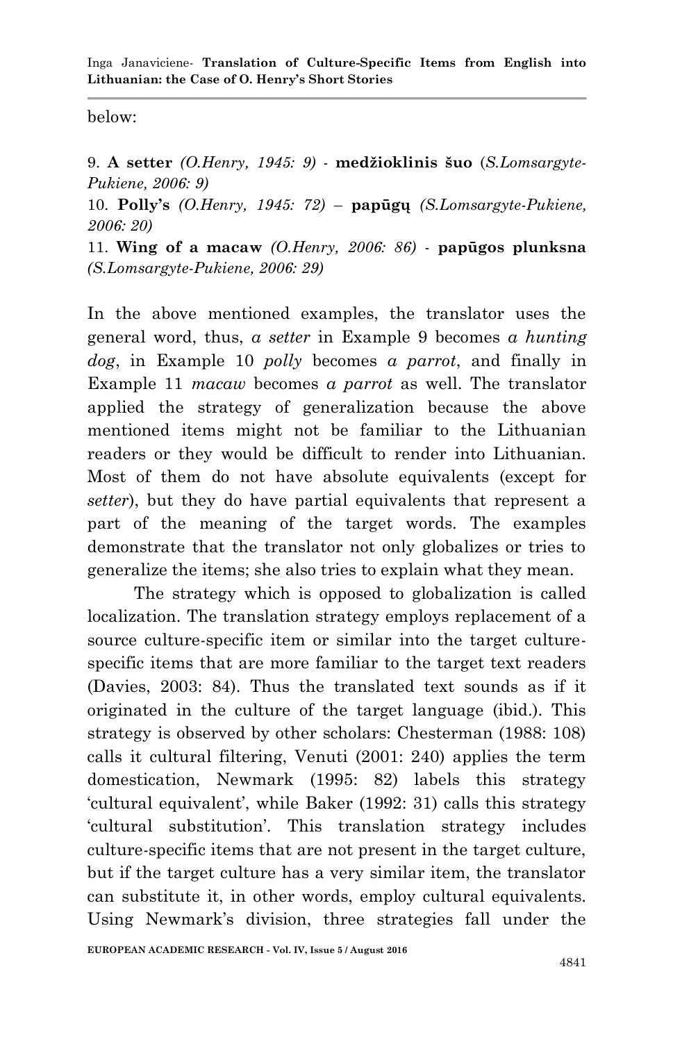below:

9. **A setter** *(O.Henry, 1945: 9)* - **medžioklinis šuo** (*S.Lomsargyte-Pukiene, 2006: 9)*

10. **Polly's** *(O.Henry, 1945: 72)* – **papūgų** *(S.Lomsargyte-Pukiene, 2006: 20)*

11. **Wing of a macaw** *(O.Henry, 2006: 86)* - **papūgos plunksna** *(S.Lomsargyte-Pukiene, 2006: 29)*

In the above mentioned examples, the translator uses the general word, thus, *a setter* in Example 9 becomes *a hunting dog*, in Example 10 *polly* becomes *a parrot*, and finally in Example 11 *macaw* becomes *a parrot* as well. The translator applied the strategy of generalization because the above mentioned items might not be familiar to the Lithuanian readers or they would be difficult to render into Lithuanian. Most of them do not have absolute equivalents (except for *setter*), but they do have partial equivalents that represent a part of the meaning of the target words. The examples demonstrate that the translator not only globalizes or tries to generalize the items; she also tries to explain what they mean.

The strategy which is opposed to globalization is called localization. The translation strategy employs replacement of a source culture-specific item or similar into the target culture-specific items that are more familiar to the target text readers (Davies, 2003: 84). Thus the translated text sounds as if it originated in the culture of the target language (ibid.). This strategy is observed by other scholars: Chesterman (1988: 108) calls it cultural filtering, Venuti (2001: 240) applies the term domestication, Newmark (1995: 82) labels this strategy 'cultural equivalent', while Baker (1992: 31) calls this strategy 'cultural substitution'. This translation strategy includes culture-specific items that are not present in the target culture, but if the target culture has a very similar item, the translator can substitute it, in other words, employ cultural equivalents. Using Newmark's division, three strategies fall under the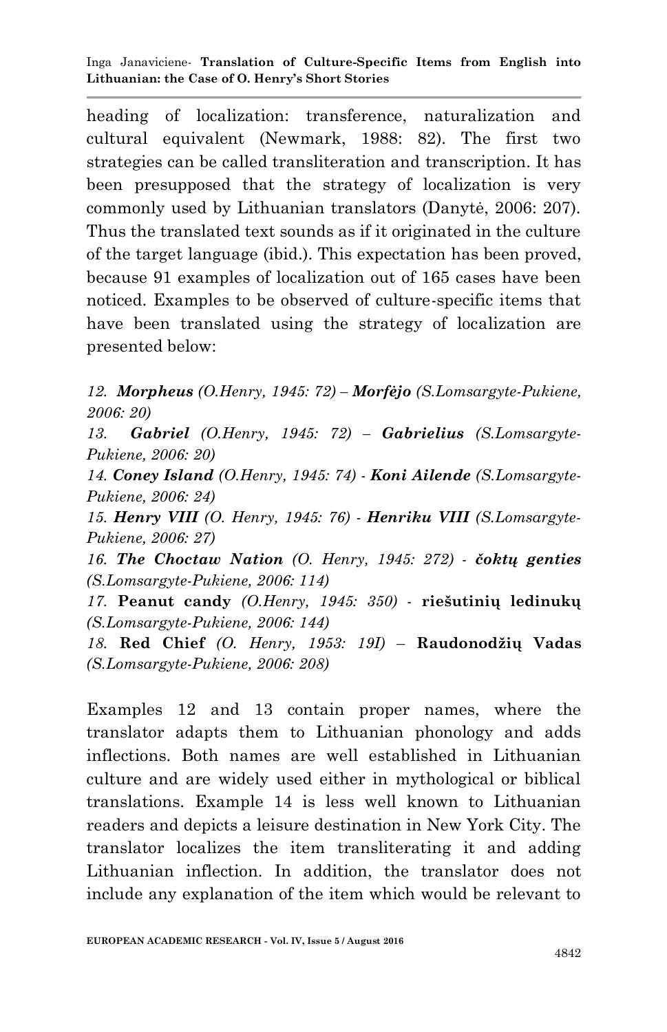heading of localization: transference, naturalization and cultural equivalent (Newmark, 1988: 82). The first two strategies can be called transliteration and transcription. It has been presupposed that the strategy of localization is very commonly used by Lithuanian translators (Danytė, 2006: 207). Thus the translated text sounds as if it originated in the culture of the target language (ibid.). This expectation has been proved, because 91 examples of localization out of 165 cases have been noticed. Examples to be observed of culture-specific items that have been translated using the strategy of localization are presented below:

*12. **Morpheus** (O.Henry, 1945: 72) – **Morfėjo** (S.Lomsargyte-Pukiene, 2006: 20)*

*13. **Gabriel** (O.Henry, 1945: 72) – **Gabrielius** (S.Lomsargyte-Pukiene, 2006: 20)*

*14. **Coney Island** (O.Henry, 1945: 74) - **Koni Ailende** (S.Lomsargyte-Pukiene, 2006: 24)*

*15. **Henry VIII** (O. Henry, 1945: 76) - **Henriku VIII** (S.Lomsargyte-Pukiene, 2006: 27)*

*16. **The Choctaw Nation** (O. Henry, 1945: 272) - **čoktų genties** (S.Lomsargyte-Pukiene, 2006: 114)*

*17.* **Peanut candy** *(O.Henry, 1945: 350)* - **riešutinių ledinukų** *(S.Lomsargyte-Pukiene, 2006: 144)*

*18.* **Red Chief** *(O. Henry, 1953: 19I)* – **Raudonodžių Vadas** *(S.Lomsargyte-Pukiene, 2006: 208)*

Examples 12 and 13 contain proper names, where the translator adapts them to Lithuanian phonology and adds inflections. Both names are well established in Lithuanian culture and are widely used either in mythological or biblical translations. Example 14 is less well known to Lithuanian readers and depicts a leisure destination in New York City. The translator localizes the item transliterating it and adding Lithuanian inflection. In addition, the translator does not include any explanation of the item which would be relevant to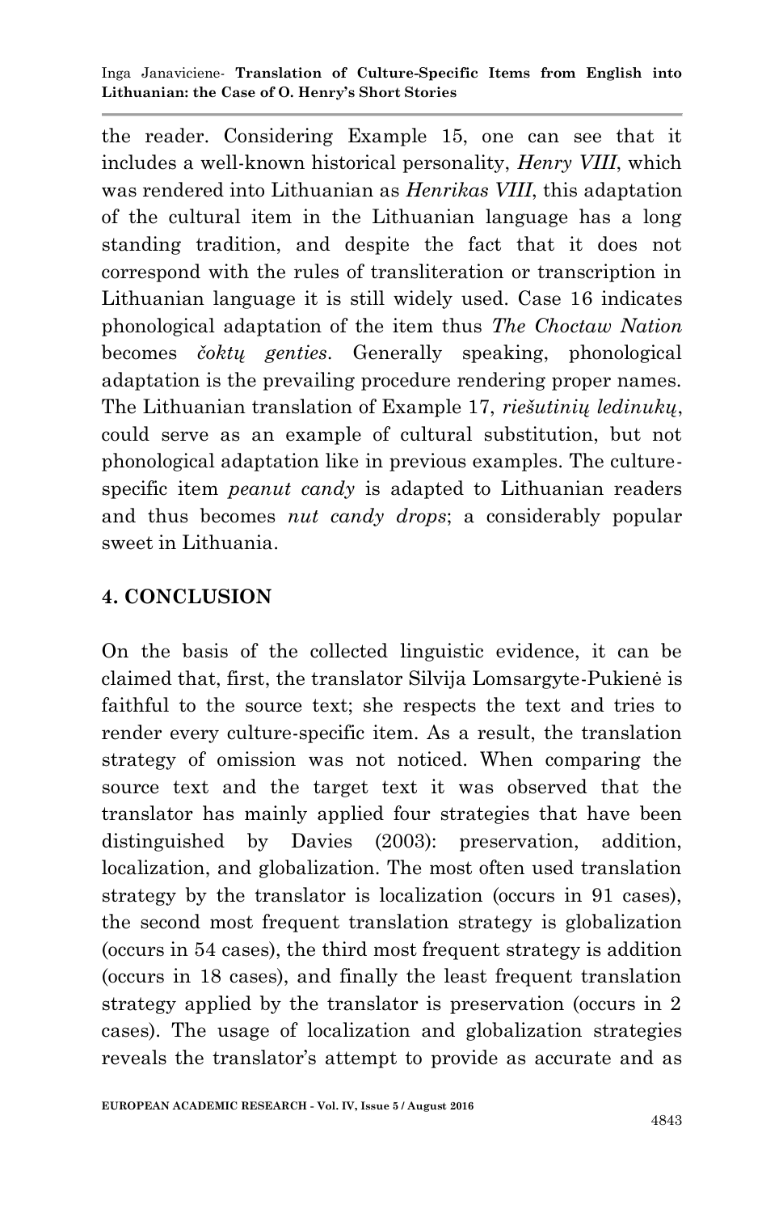the reader. Considering Example 15, one can see that it includes a well-known historical personality, *Henry VIII*, which was rendered into Lithuanian as *Henrikas VIII*, this adaptation of the cultural item in the Lithuanian language has a long standing tradition, and despite the fact that it does not correspond with the rules of transliteration or transcription in Lithuanian language it is still widely used. Case 16 indicates phonological adaptation of the item thus *The Choctaw Nation* becomes *čoktų genties*. Generally speaking, phonological adaptation is the prevailing procedure rendering proper names. The Lithuanian translation of Example 17, *riešutinių ledinukų*, could serve as an example of cultural substitution, but not phonological adaptation like in previous examples. The culture-specific item *peanut candy* is adapted to Lithuanian readers and thus becomes *nut candy drops*; a considerably popular sweet in Lithuania.

## 4. CONCLUSION

On the basis of the collected linguistic evidence, it can be claimed that, first, the translator Silvija Lomsargyte-Pukienė is faithful to the source text; she respects the text and tries to render every culture-specific item. As a result, the translation strategy of omission was not noticed. When comparing the source text and the target text it was observed that the translator has mainly applied four strategies that have been distinguished by Davies (2003): preservation, addition, localization, and globalization. The most often used translation strategy by the translator is localization (occurs in 91 cases), the second most frequent translation strategy is globalization (occurs in 54 cases), the third most frequent strategy is addition (occurs in 18 cases), and finally the least frequent translation strategy applied by the translator is preservation (occurs in 2 cases). The usage of localization and globalization strategies reveals the translator's attempt to provide as accurate and as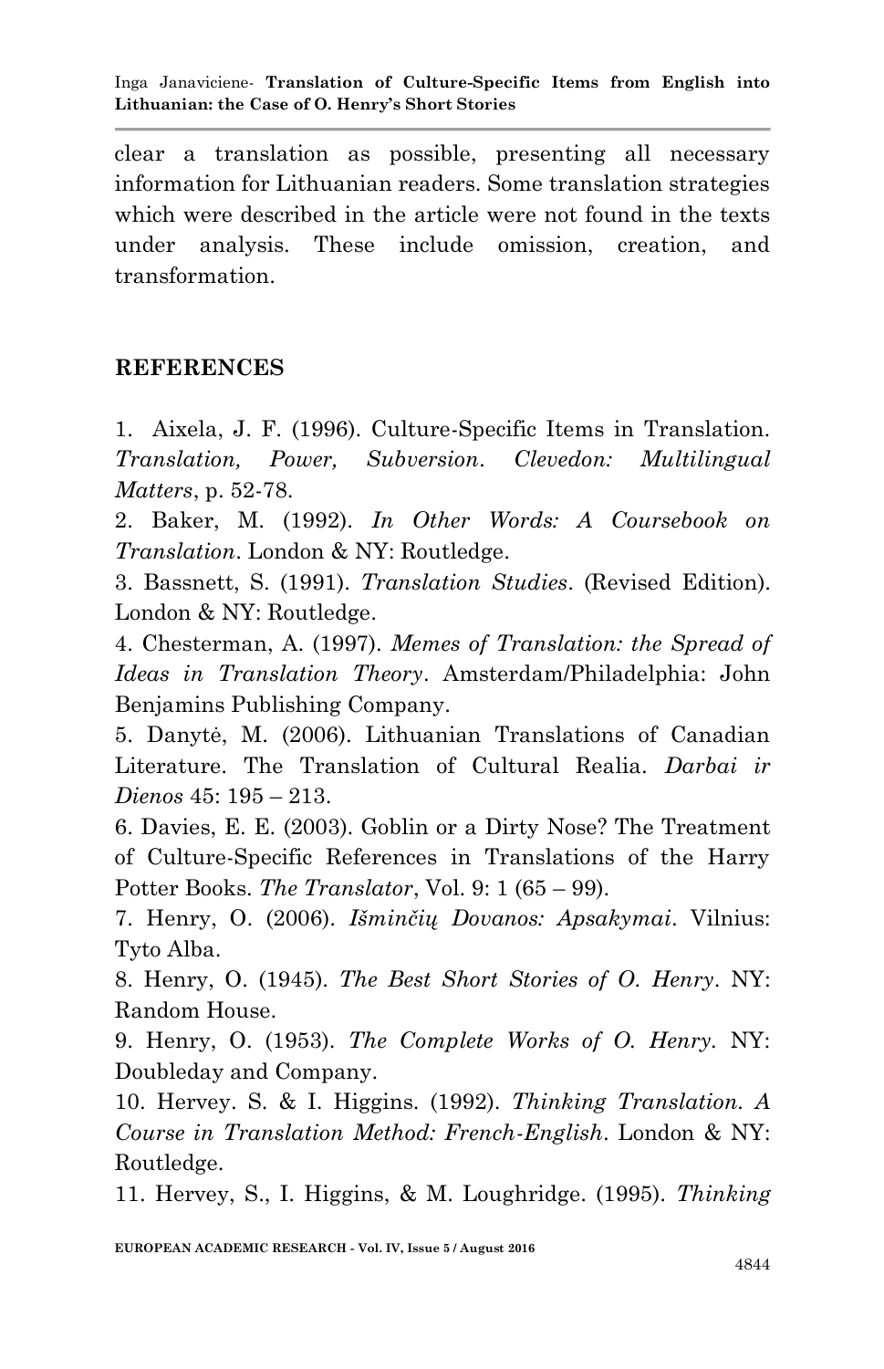clear a translation as possible, presenting all necessary information for Lithuanian readers. Some translation strategies which were described in the article were not found in the texts under analysis. These include omission, creation, and transformation.

## REFERENCES

1. Aixela, J. F. (1996). Culture-Specific Items in Translation. *Translation, Power, Subversion. Clevedon: Multilingual Matters*, p. 52-78.
2. Baker, M. (1992). *In Other Words: A Coursebook on Translation*. London & NY: Routledge.
3. Bassnett, S. (1991). *Translation Studies*. (Revised Edition). London & NY: Routledge.
4. Chesterman, A. (1997). *Memes of Translation: the Spread of Ideas in Translation Theory*. Amsterdam/Philadelphia: John Benjamins Publishing Company.
5. Danytė, M. (2006). Lithuanian Translations of Canadian Literature. The Translation of Cultural Realia. *Darbai ir Dienos* 45: 195 – 213.
6. Davies, E. E. (2003). Goblin or a Dirty Nose? The Treatment of Culture-Specific References in Translations of the Harry Potter Books. *The Translator*, Vol. 9: 1 (65 – 99).
7. Henry, O. (2006). *Išminčių Dovanos: Apsakymai*. Vilnius: Tyto Alba.
8. Henry, O. (1945). *The Best Short Stories of O. Henry*. NY: Random House.
9. Henry, O. (1953). *The Complete Works of O. Henry*. NY: Doubleday and Company.
10. Hervey. S. & I. Higgins. (1992). *Thinking Translation. A Course in Translation Method: French-English*. London & NY: Routledge.
11. Hervey, S., I. Higgins, & M. Loughridge. (1995). *Thinking*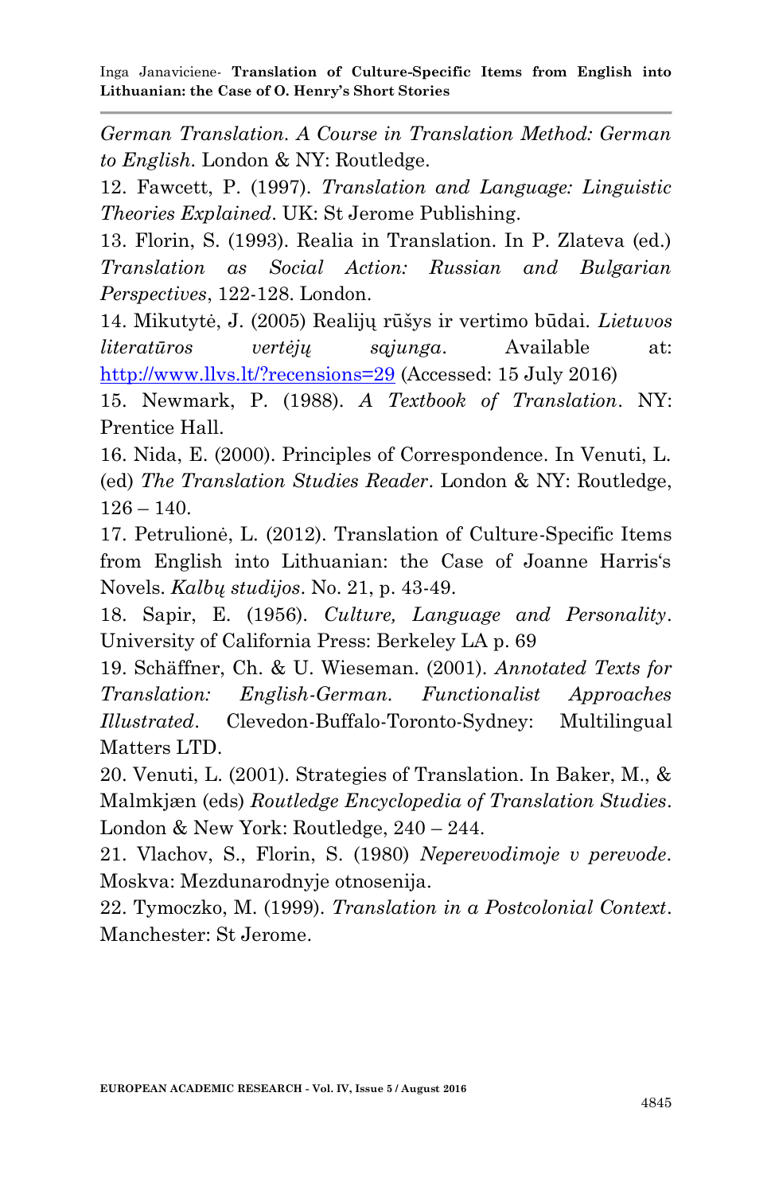*German Translation. A Course in Translation Method: German to English*. London & NY: Routledge.

12. Fawcett, P. (1997). *Translation and Language: Linguistic Theories Explained*. UK: St Jerome Publishing.

13. Florin, S. (1993). Realia in Translation. In P. Zlateva (ed.) *Translation as Social Action: Russian and Bulgarian Perspectives*, 122-128. London.

14. Mikutytė, J. (2005) Realijų rūšys ir vertimo būdai. *Lietuvos literatūros vertėjų sąjunga*. Available at: http://www.llvs.lt/?recensions=29 (Accessed: 15 July 2016)

15. Newmark, P. (1988). *A Textbook of Translation*. NY: Prentice Hall.

16. Nida, E. (2000). Principles of Correspondence. In Venuti, L. (ed) *The Translation Studies Reader*. London & NY: Routledge, 126 – 140.

17. Petrulionė, L. (2012). Translation of Culture-Specific Items from English into Lithuanian: the Case of Joanne Harris's Novels. *Kalbų studijos*. No. 21, p. 43-49.

18. Sapir, E. (1956). *Culture, Language and Personality*. University of California Press: Berkeley LA p. 69

19. Schäffner, Ch. & U. Wieseman. (2001). *Annotated Texts for Translation: English-German. Functionalist Approaches Illustrated*. Clevedon-Buffalo-Toronto-Sydney: Multilingual Matters LTD.

20. Venuti, L. (2001). Strategies of Translation. In Baker, M., & Malmkjæn (eds) *Routledge Encyclopedia of Translation Studies*. London & New York: Routledge, 240 – 244.

21. Vlachov, S., Florin, S. (1980) *Neperevodimoje v perevode*. Moskva: Mezdunarodnyje otnosenija.

22. Tymoczko, M. (1999). *Translation in a Postcolonial Context*. Manchester: St Jerome.